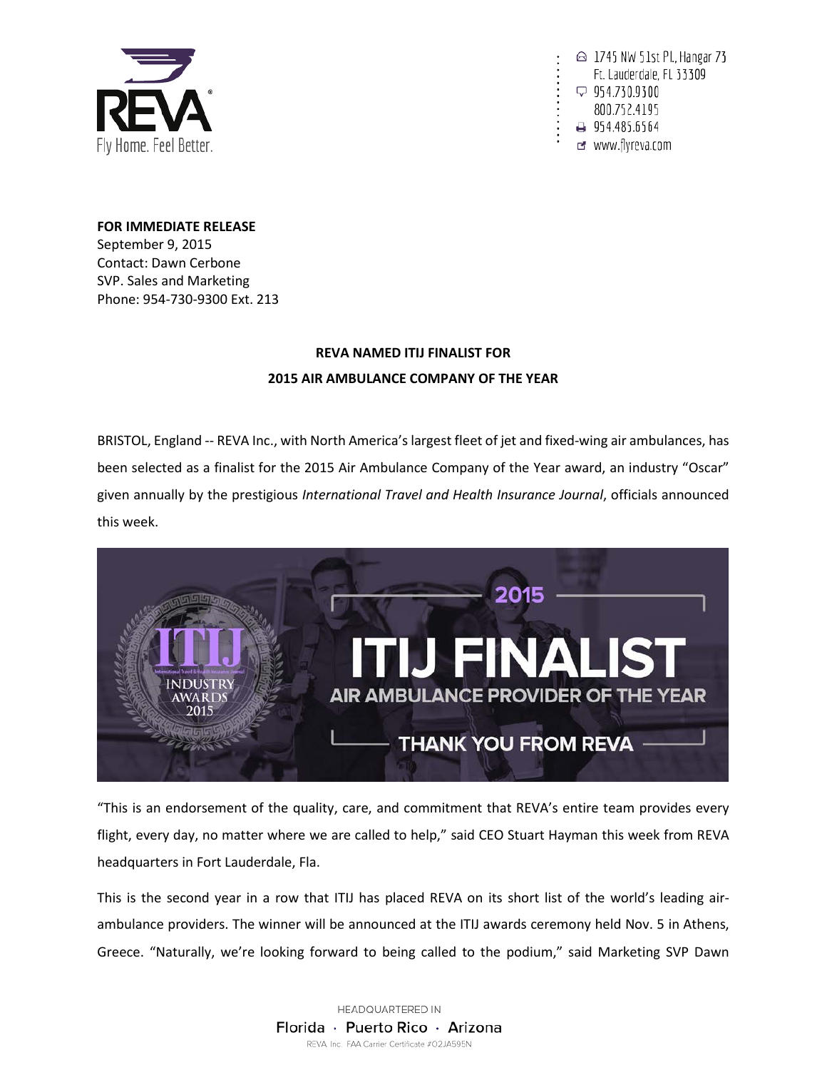REVA

Fly Home. Feel Better.

1745 NW 51st Pl., Hangar 73
Ft. Lauderdale, FL 33309
954.730.9300
800.752.4195
954.485.6564
www.flyreva.com

**FOR IMMEDIATE RELEASE**
September 9, 2015
Contact: Dawn Cerbone
SVP. Sales and Marketing
Phone: 954-730-9300 Ext. 213

**REVA NAMED ITIJ FINALIST FOR**
**2015 AIR AMBULANCE COMPANY OF THE YEAR**

BRISTOL, England -- REVA Inc., with North America's largest fleet of jet and fixed-wing air ambulances, has been selected as a finalist for the 2015 Air Ambulance Company of the Year award, an industry "Oscar" given annually by the prestigious *International Travel and Health Insurance Journal*, officials announced this week.

"This is an endorsement of the quality, care, and commitment that REVA's entire team provides every flight, every day, no matter where we are called to help," said CEO Stuart Hayman this week from REVA headquarters in Fort Lauderdale, Fla.

This is the second year in a row that ITIJ has placed REVA on its short list of the world's leading air-ambulance providers. The winner will be announced at the ITIJ awards ceremony held Nov. 5 in Athens, Greece. "Naturally, we're looking forward to being called to the podium," said Marketing SVP Dawn

HEADQUARTERED IN
Florida · Puerto Rico · Arizona
REVA Inc. FAA Carrier Certificate #O2JA595N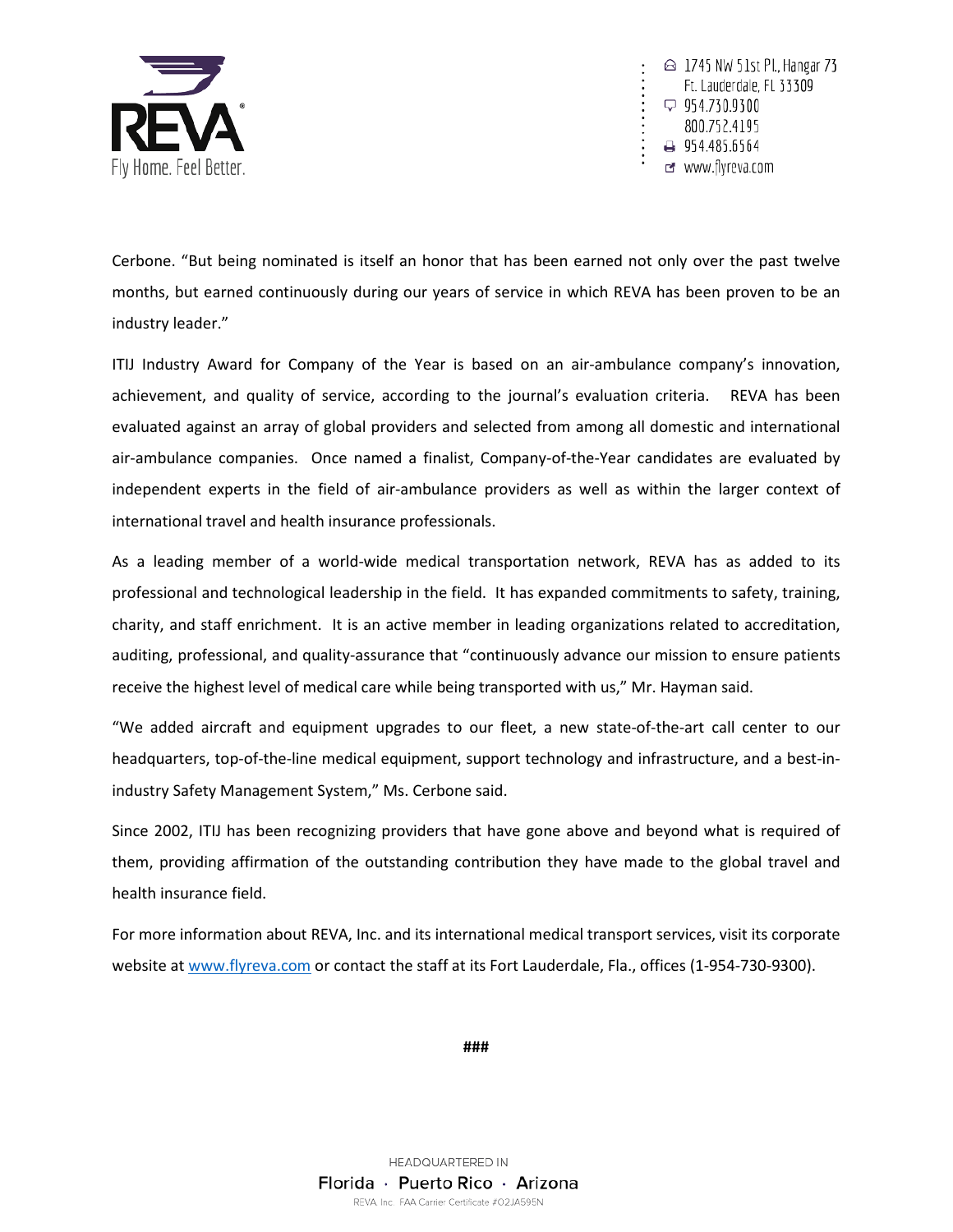Cerbone. “But being nominated is itself an honor that has been earned not only over the past twelve months, but earned continuously during our years of service in which REVA has been proven to be an industry leader.”

ITIJ Industry Award for Company of the Year is based on an air-ambulance company’s innovation, achievement, and quality of service, according to the journal’s evaluation criteria. REVA has been evaluated against an array of global providers and selected from among all domestic and international air-ambulance companies. Once named a finalist, Company-of-the-Year candidates are evaluated by independent experts in the field of air-ambulance providers as well as within the larger context of international travel and health insurance professionals.

As a leading member of a world-wide medical transportation network, REVA has as added to its professional and technological leadership in the field. It has expanded commitments to safety, training, charity, and staff enrichment. It is an active member in leading organizations related to accreditation, auditing, professional, and quality-assurance that “continuously advance our mission to ensure patients receive the highest level of medical care while being transported with us,” Mr. Hayman said.

“We added aircraft and equipment upgrades to our fleet, a new state-of-the-art call center to our headquarters, top-of-the-line medical equipment, support technology and infrastructure, and a best-in-industry Safety Management System,” Ms. Cerbone said.

Since 2002, ITIJ has been recognizing providers that have gone above and beyond what is required of them, providing affirmation of the outstanding contribution they have made to the global travel and health insurance field.

For more information about REVA, Inc. and its international medical transport services, visit its corporate website at [www.flyreva.com](http://www.flyreva.com) or contact the staff at its Fort Lauderdale, Fla., offices (1-954-730-9300).

###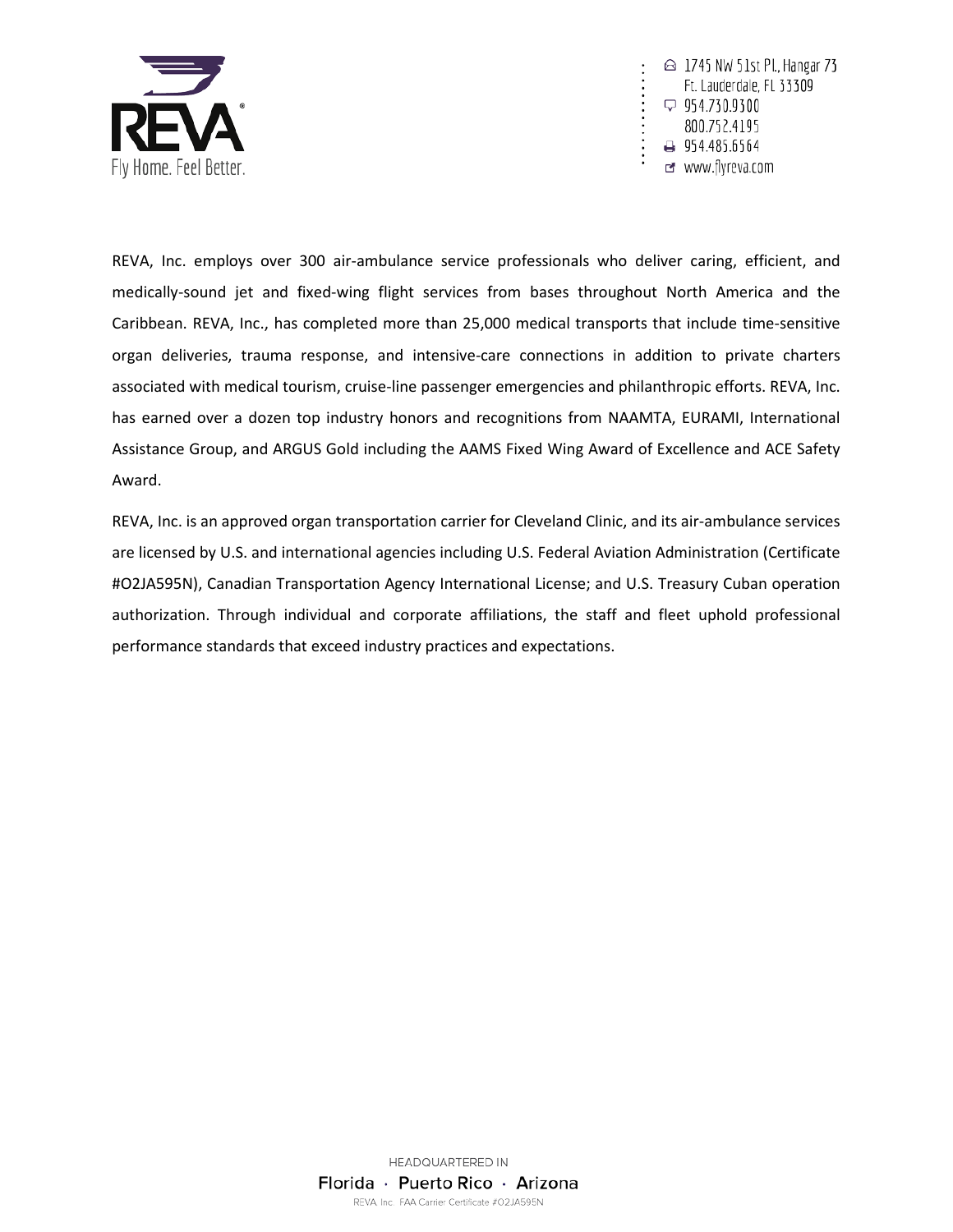REVA, Inc. employs over 300 air-ambulance service professionals who deliver caring, efficient, and medically-sound jet and fixed-wing flight services from bases throughout North America and the Caribbean. REVA, Inc., has completed more than 25,000 medical transports that include time-sensitive organ deliveries, trauma response, and intensive-care connections in addition to private charters associated with medical tourism, cruise-line passenger emergencies and philanthropic efforts. REVA, Inc. has earned over a dozen top industry honors and recognitions from NAAMTA, EURAMI, International Assistance Group, and ARGUS Gold including the AAMS Fixed Wing Award of Excellence and ACE Safety Award.

REVA, Inc. is an approved organ transportation carrier for Cleveland Clinic, and its air-ambulance services are licensed by U.S. and international agencies including U.S. Federal Aviation Administration (Certificate #O2JA595N), Canadian Transportation Agency International License; and U.S. Treasury Cuban operation authorization. Through individual and corporate affiliations, the staff and fleet uphold professional performance standards that exceed industry practices and expectations.